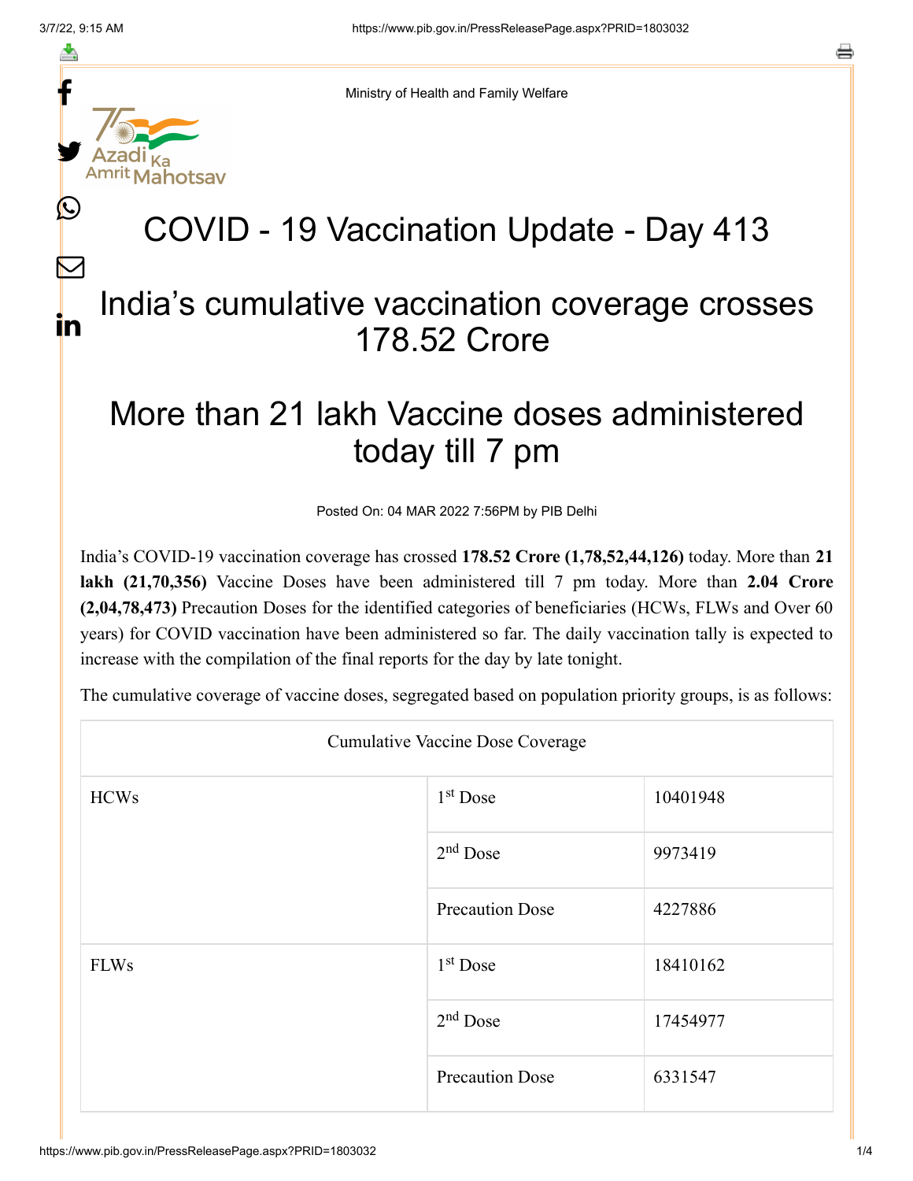Ministry of Health and Family Welfare

# COVID - 19 Vaccination Update - Day 413

## India's cumulative vaccination coverage crosses 178.52 Crore

## More than 21 lakh Vaccine doses administered today till 7 pm

Posted On: 04 MAR 2022 7:56PM by PIB Delhi

India's COVID-19 vaccination coverage has crossed **178.52 Crore (1,78,52,44,126)** today. More than **21 lakh (21,70,356)** Vaccine Doses have been administered till 7 pm today. More than **2.04 Crore (2,04,78,473)** Precaution Doses for the identified categories of beneficiaries (HCWs, FLWs and Over 60 years) for COVID vaccination have been administered so far. The daily vaccination tally is expected to increase with the compilation of the final reports for the day by late tonight.

The cumulative coverage of vaccine doses, segregated based on population priority groups, is as follows:

| Cumulative Vaccine Dose Coverage | | |
|---|---|---|
| HCWs | 1st Dose | 10401948 |
| | 2nd Dose | 9973419 |
| | Precaution Dose | 4227886 |
| FLWs | 1st Dose | 18410162 |
| | 2nd Dose | 17454977 |
| | Precaution Dose | 6331547 |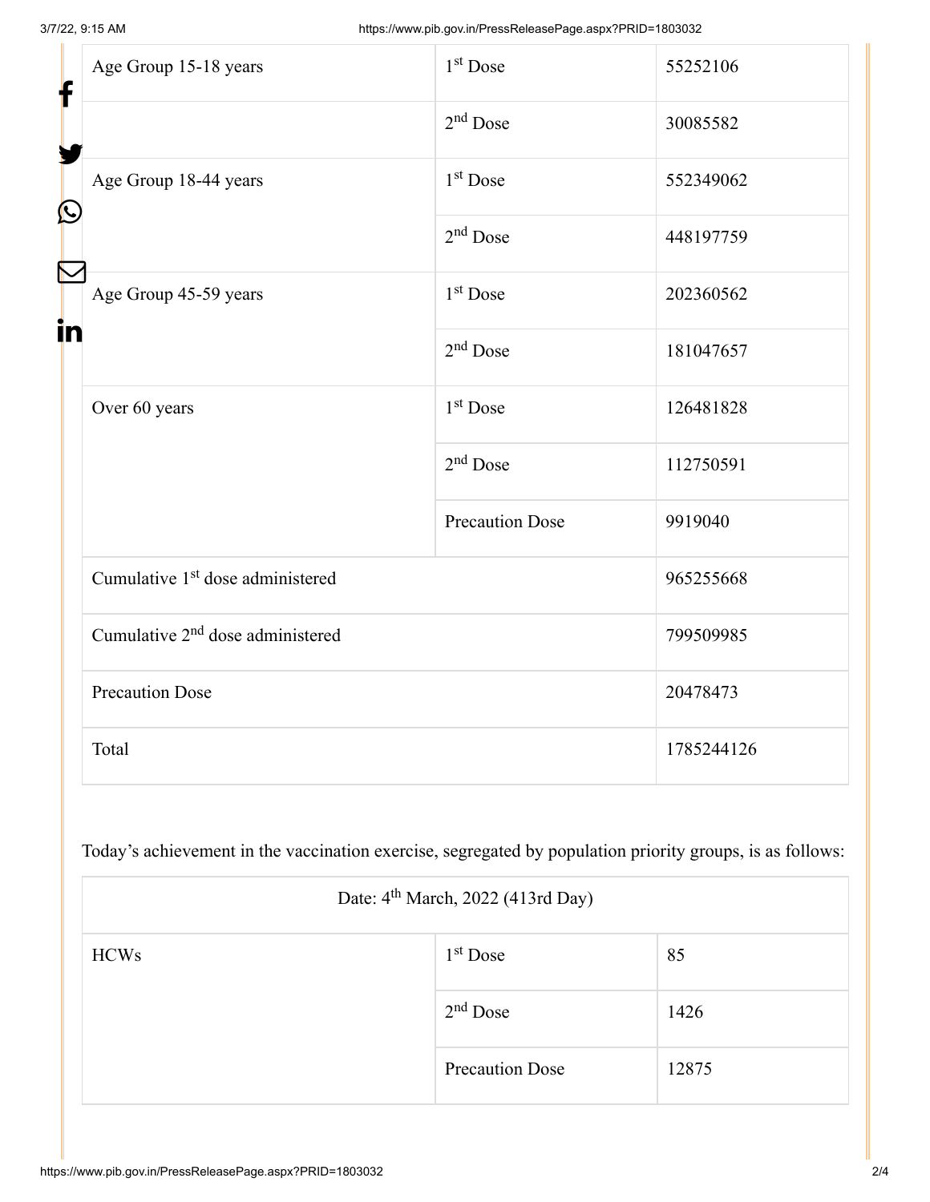| | | |
|---|---|---|
| Age Group 15-18 years | 1st Dose | 55252106 |
| | 2nd Dose | 30085582 |
| Age Group 18-44 years | 1st Dose | 552349062 |
| | 2nd Dose | 448197759 |
| Age Group 45-59 years | 1st Dose | 202360562 |
| | 2nd Dose | 181047657 |
| Over 60 years | 1st Dose | 126481828 |
| | 2nd Dose | 112750591 |
| | Precaution Dose | 9919040 |
| Cumulative 1st dose administered | | 965255668 |
| Cumulative 2nd dose administered | | 799509985 |
| Precaution Dose | | 20478473 |
| Total | | 1785244126 |

Today's achievement in the vaccination exercise, segregated by population priority groups, is as follows:

| Date: 4th March, 2022 (413rd Day) | | |
|---|---|---|
| HCWs | 1st Dose | 85 |
| | 2nd Dose | 1426 |
| | Precaution Dose | 12875 |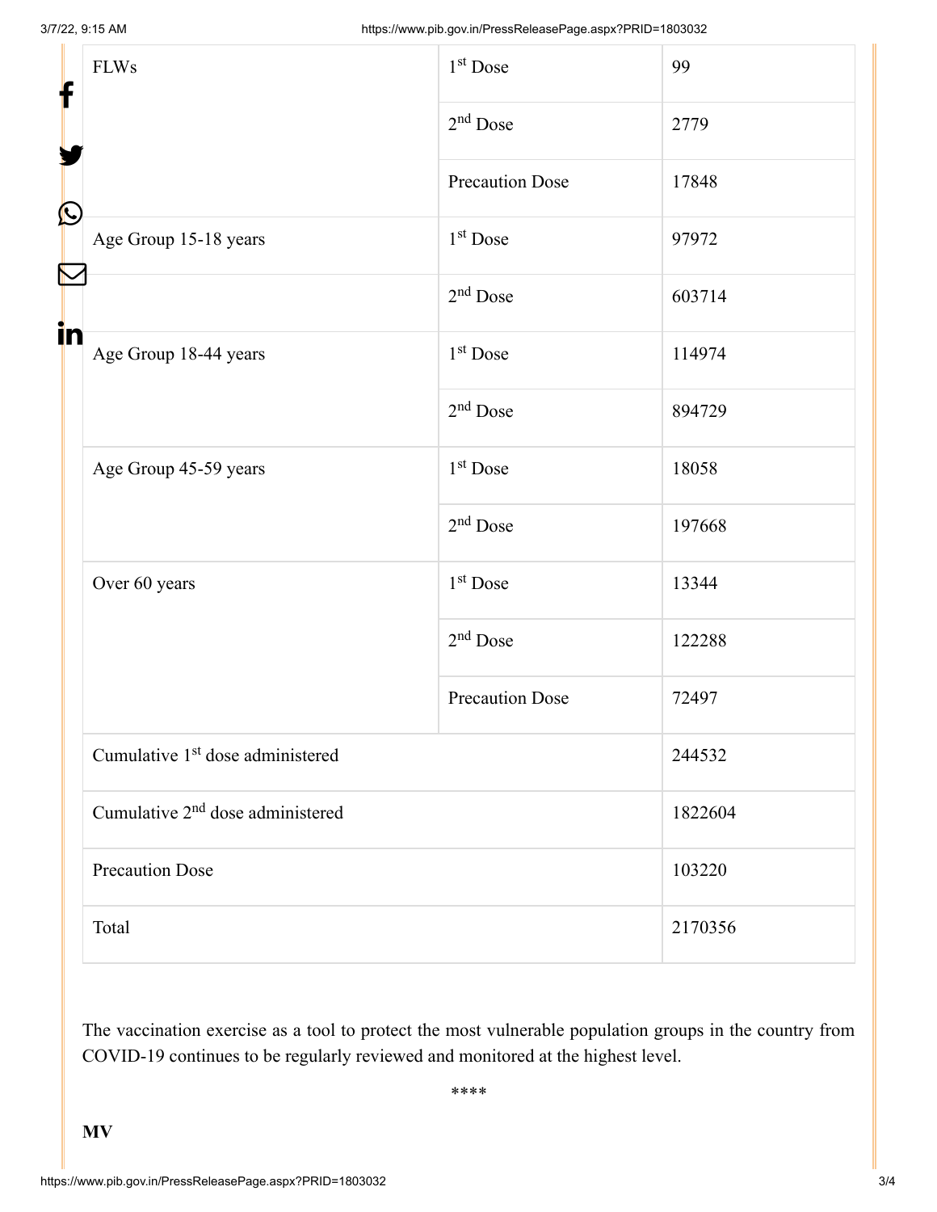| | | |
|---|---|---|
| FLWs | 1st Dose | 99 |
| | 2nd Dose | 2779 |
| | Precaution Dose | 17848 |
| Age Group 15-18 years | 1st Dose | 97972 |
| | 2nd Dose | 603714 |
| Age Group 18-44 years | 1st Dose | 114974 |
| | 2nd Dose | 894729 |
| Age Group 45-59 years | 1st Dose | 18058 |
| | 2nd Dose | 197668 |
| Over 60 years | 1st Dose | 13344 |
| | 2nd Dose | 122288 |
| | Precaution Dose | 72497 |
| Cumulative 1st dose administered | | 244532 |
| Cumulative 2nd dose administered | | 1822604 |
| Precaution Dose | | 103220 |
| Total | | 2170356 |

The vaccination exercise as a tool to protect the most vulnerable population groups in the country from COVID-19 continues to be regularly reviewed and monitored at the highest level.

****

**MV**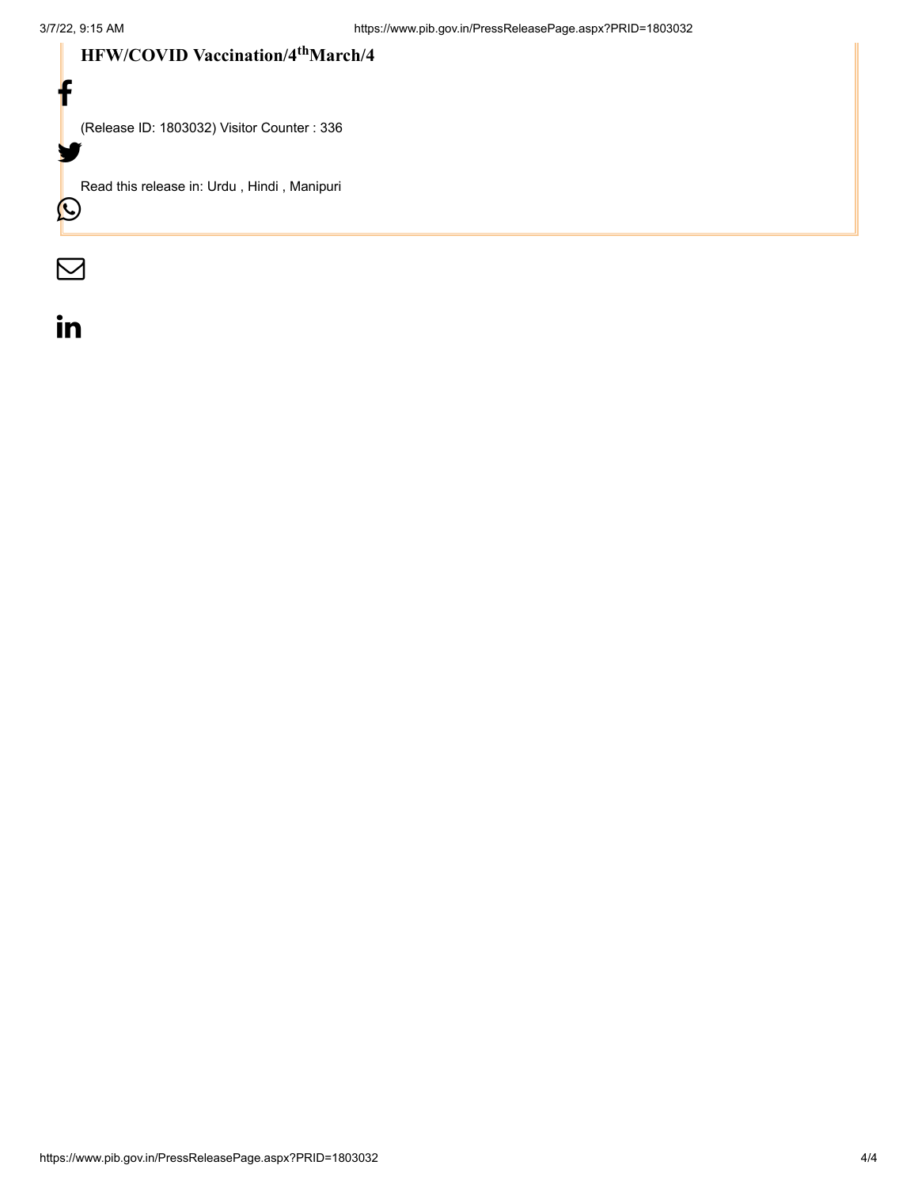**HFW/COVID Vaccination/4thMarch/4**

(Release ID: 1803032) Visitor Counter : 336

Read this release in: Urdu , Hindi , Manipuri